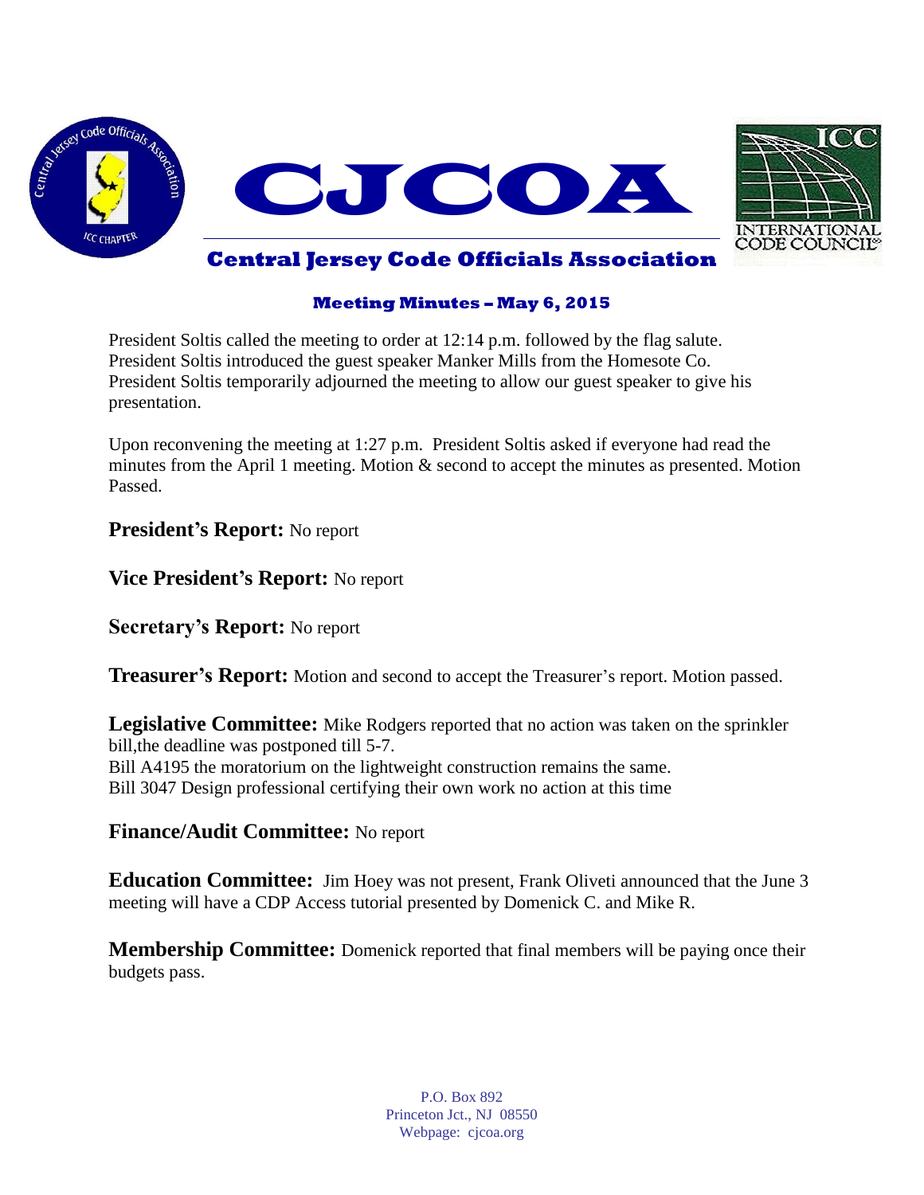# CJCOA

## Central Jersey Code Officials Association

### Meeting Minutes – May 6, 2015

President Soltis called the meeting to order at 12:14 p.m. followed by the flag salute. President Soltis introduced the guest speaker Manker Mills from the Homesote Co. President Soltis temporarily adjourned the meeting to allow our guest speaker to give his presentation.

Upon reconvening the meeting at 1:27 p.m. President Soltis asked if everyone had read the minutes from the April 1 meeting. Motion & second to accept the minutes as presented. Motion Passed.

**President's Report:** No report

**Vice President's Report:** No report

**Secretary's Report:** No report

**Treasurer's Report:** Motion and second to accept the Treasurer's report. Motion passed.

**Legislative Committee:** Mike Rodgers reported that no action was taken on the sprinkler bill,the deadline was postponed till 5-7.
Bill A4195 the moratorium on the lightweight construction remains the same.
Bill 3047 Design professional certifying their own work no action at this time

**Finance/Audit Committee:** No report

**Education Committee:** Jim Hoey was not present, Frank Oliveti announced that the June 3 meeting will have a CDP Access tutorial presented by Domenick C. and Mike R.

**Membership Committee:** Domenick reported that final members will be paying once their budgets pass.

P.O. Box 892
Princeton Jct., NJ 08550
Webpage: cjcoa.org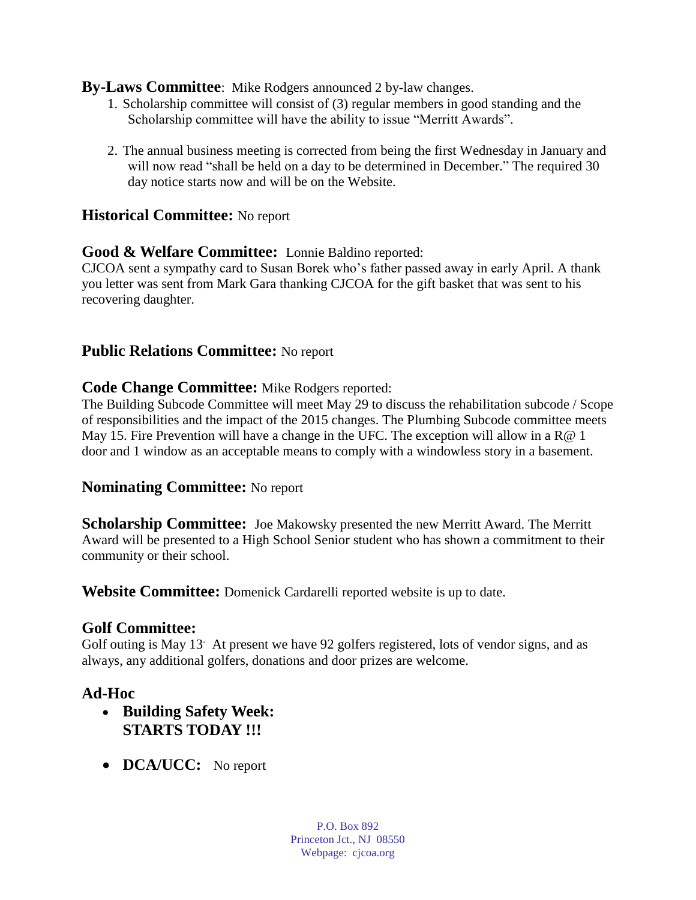**By-Laws Committee**: Mike Rodgers announced 2 by-law changes.

1. Scholarship committee will consist of (3) regular members in good standing and the Scholarship committee will have the ability to issue "Merritt Awards".

2. The annual business meeting is corrected from being the first Wednesday in January and will now read "shall be held on a day to be determined in December." The required 30 day notice starts now and will be on the Website.

**Historical Committee:** No report

**Good & Welfare Committee:** Lonnie Baldino reported:
CJCOA sent a sympathy card to Susan Borek who's father passed away in early April. A thank you letter was sent from Mark Gara thanking CJCOA for the gift basket that was sent to his recovering daughter.

**Public Relations Committee:** No report

**Code Change Committee:** Mike Rodgers reported:
The Building Subcode Committee will meet May 29 to discuss the rehabilitation subcode / Scope of responsibilities and the impact of the 2015 changes. The Plumbing Subcode committee meets May 15. Fire Prevention will have a change in the UFC. The exception will allow in a R@ 1 door and 1 window as an acceptable means to comply with a windowless story in a basement.

**Nominating Committee:** No report

**Scholarship Committee:** Joe Makowsky presented the new Merritt Award. The Merritt Award will be presented to a High School Senior student who has shown a commitment to their community or their school.

**Website Committee:** Domenick Cardarelli reported website is up to date.

**Golf Committee:**
Golf outing is May 13. At present we have 92 golfers registered, lots of vendor signs, and as always, any additional golfers, donations and door prizes are welcome.

**Ad-Hoc**

- **Building Safety Week: STARTS TODAY !!!**

- **DCA/UCC:** No report

P.O. Box 892
Princeton Jct., NJ 08550
Webpage: cjcoa.org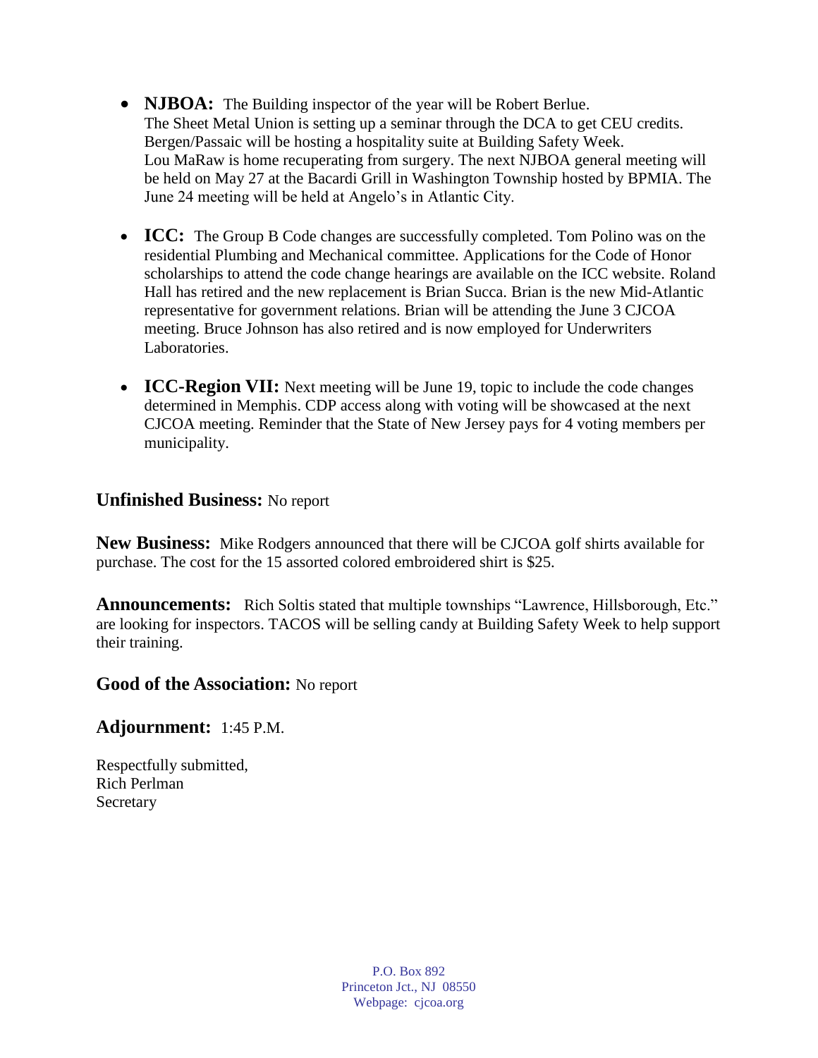- **NJBOA:** The Building inspector of the year will be Robert Berlue. The Sheet Metal Union is setting up a seminar through the DCA to get CEU credits. Bergen/Passaic will be hosting a hospitality suite at Building Safety Week. Lou MaRaw is home recuperating from surgery. The next NJBOA general meeting will be held on May 27 at the Bacardi Grill in Washington Township hosted by BPMIA. The June 24 meeting will be held at Angelo's in Atlantic City.

- **ICC:** The Group B Code changes are successfully completed. Tom Polino was on the residential Plumbing and Mechanical committee. Applications for the Code of Honor scholarships to attend the code change hearings are available on the ICC website. Roland Hall has retired and the new replacement is Brian Succa. Brian is the new Mid-Atlantic representative for government relations. Brian will be attending the June 3 CJCOA meeting. Bruce Johnson has also retired and is now employed for Underwriters Laboratories.

- **ICC-Region VII:** Next meeting will be June 19, topic to include the code changes determined in Memphis. CDP access along with voting will be showcased at the next CJCOA meeting. Reminder that the State of New Jersey pays for 4 voting members per municipality.

**Unfinished Business:** No report

**New Business:** Mike Rodgers announced that there will be CJCOA golf shirts available for purchase. The cost for the 15 assorted colored embroidered shirt is $25.

**Announcements:** Rich Soltis stated that multiple townships "Lawrence, Hillsborough, Etc." are looking for inspectors. TACOS will be selling candy at Building Safety Week to help support their training.

**Good of the Association:** No report

**Adjournment:** 1:45 P.M.

Respectfully submitted,
Rich Perlman
Secretary

P.O. Box 892
Princeton Jct., NJ 08550
Webpage: cjcoa.org